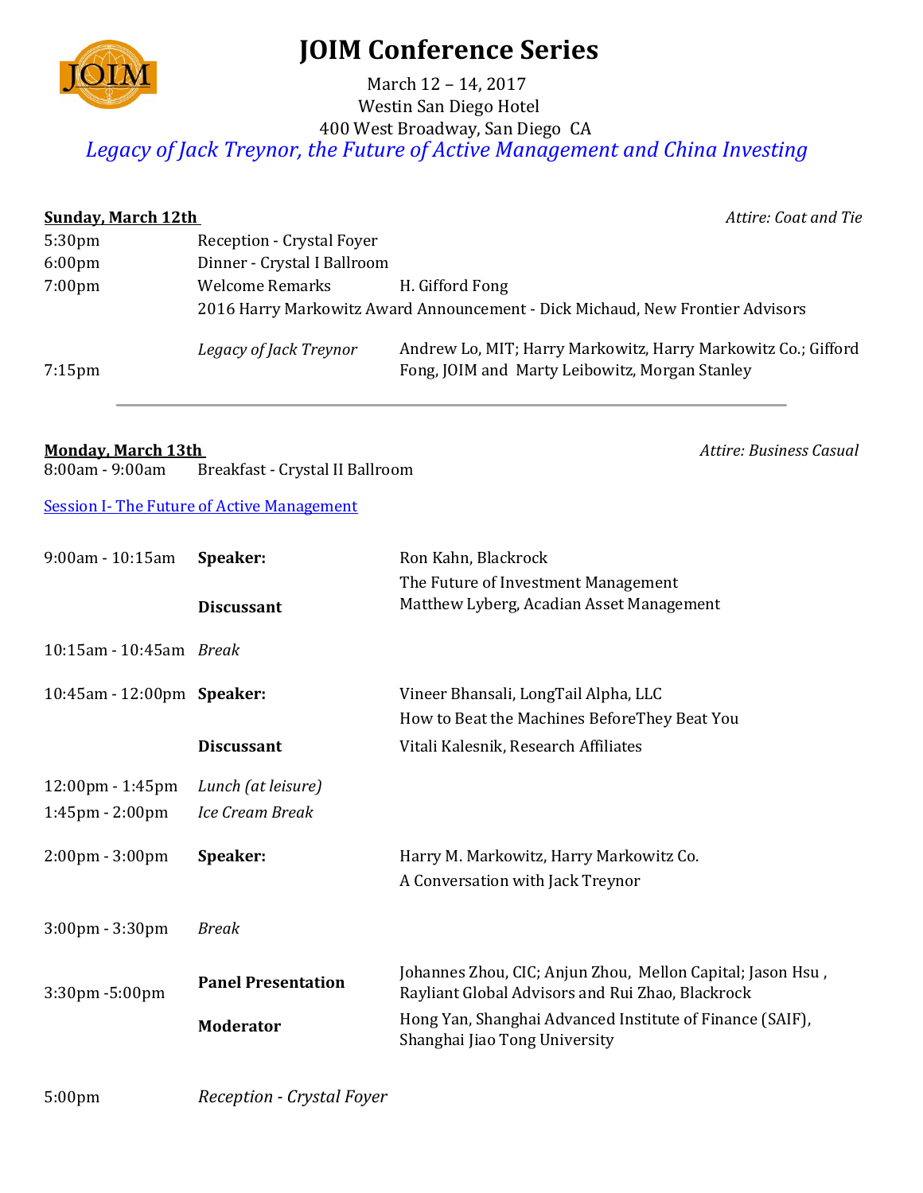# JOIM Conference Series

March 12 – 14, 2017
Westin San Diego Hotel
400 West Broadway, San Diego CA

*Legacy of Jack Treynor, the Future of Active Management and China Investing*

## Sunday, March 12th

*Attire: Coat and Tie*

| | | |
|---|---|---|
| 5:30pm | Reception - Crystal Foyer | |
| 6:00pm | Dinner - Crystal I Ballroom | |
| 7:00pm | Welcome Remarks | H. Gifford Fong |
| | 2016 Harry Markowitz Award Announcement - Dick Michaud, New Frontier Advisors | |
| 7:15pm | *Legacy of Jack Treynor* | Andrew Lo, MIT; Harry Markowitz, Harry Markowitz Co.; Gifford Fong, JOIM and Marty Leibowitz, Morgan Stanley |

---

## Monday, March 13th

*Attire: Business Casual*

8:00am - 9:00am Breakfast - Crystal II Ballroom

### Session I- The Future of Active Management

| | | |
|---|---|---|
| 9:00am - 10:15am | **Speaker:** | Ron Kahn, Blackrock<br>The Future of Investment Management |
| | **Discussant** | Matthew Lyberg, Acadian Asset Management |
| 10:15am - 10:45am | *Break* | |
| 10:45am - 12:00pm | **Speaker:** | Vineer Bhansali, LongTail Alpha, LLC<br>How to Beat the Machines BeforeThey Beat You |
| | **Discussant** | Vitali Kalesnik, Research Affiliates |
| 12:00pm - 1:45pm | *Lunch (at leisure)* | |
| 1:45pm - 2:00pm | *Ice Cream Break* | |
| 2:00pm - 3:00pm | **Speaker:** | Harry M. Markowitz, Harry Markowitz Co.<br>A Conversation with Jack Treynor |
| 3:00pm - 3:30pm | *Break* | |
| 3:30pm -5:00pm | **Panel Presentation** | Johannes Zhou, CIC; Anjun Zhou, Mellon Capital; Jason Hsu , Rayliant Global Advisors and Rui Zhao, Blackrock |
| | **Moderator** | Hong Yan, Shanghai Advanced Institute of Finance (SAIF), Shanghai Jiao Tong University |
| 5:00pm | *Reception - Crystal Foyer* | |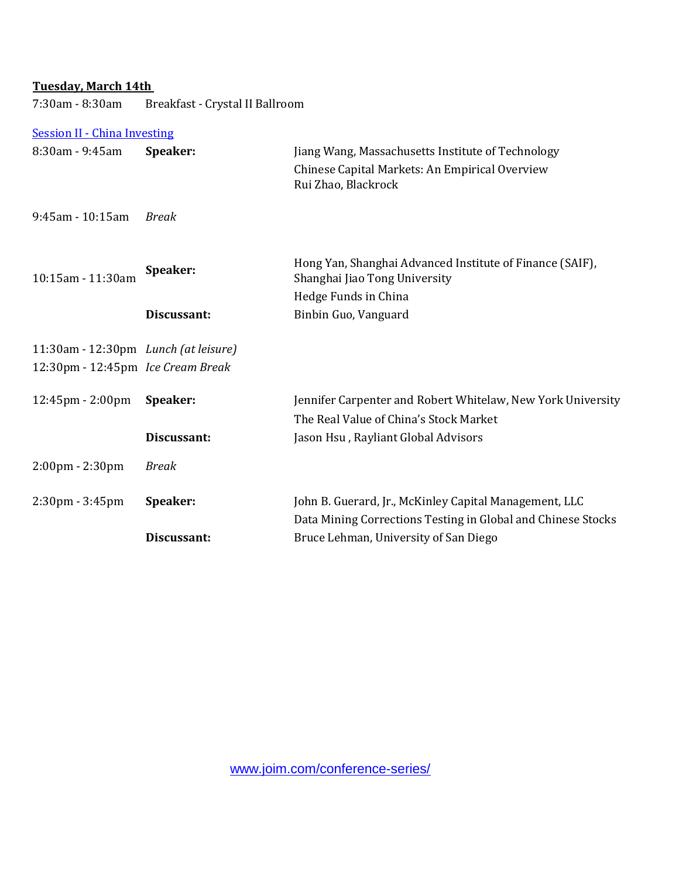**Tuesday, March 14th**

7:30am - 8:30am Breakfast - Crystal II Ballroom

Session II - China Investing

| | | |
|---|---|---|
| 8:30am - 9:45am | **Speaker:** | Jiang Wang, Massachusetts Institute of Technology<br>Chinese Capital Markets: An Empirical Overview<br>Rui Zhao, Blackrock |
| 9:45am - 10:15am | *Break* | |
| 10:15am - 11:30am | **Speaker:** | Hong Yan, Shanghai Advanced Institute of Finance (SAIF), Shanghai Jiao Tong University<br>Hedge Funds in China |
| | **Discussant:** | Binbin Guo, Vanguard |
| 11:30am - 12:30pm | *Lunch (at leisure)* | |
| 12:30pm - 12:45pm | *Ice Cream Break* | |
| 12:45pm - 2:00pm | **Speaker:** | Jennifer Carpenter and Robert Whitelaw, New York University<br>The Real Value of China's Stock Market |
| | **Discussant:** | Jason Hsu , Rayliant Global Advisors |
| 2:00pm - 2:30pm | *Break* | |
| 2:30pm - 3:45pm | **Speaker:** | John B. Guerard, Jr., McKinley Capital Management, LLC<br>Data Mining Corrections Testing in Global and Chinese Stocks |
| | **Discussant:** | Bruce Lehman, University of San Diego |

www.joim.com/conference-series/